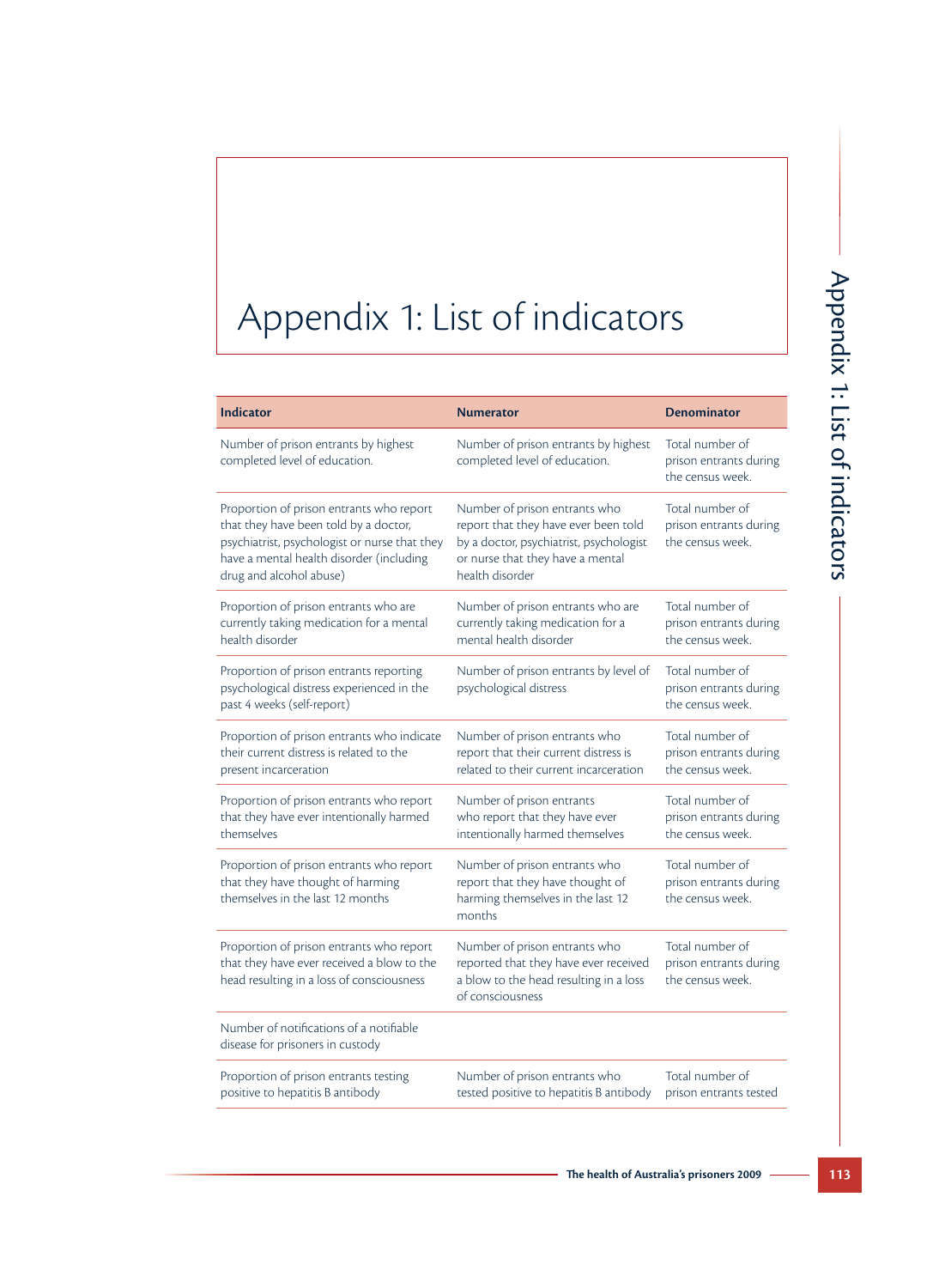# Appendix 1: List of indicators

| Indicator | Numerator | Denominator |
| --- | --- | --- |
| Number of prison entrants by highest completed level of education. | Number of prison entrants by highest completed level of education. | Total number of prison entrants during the census week. |
| Proportion of prison entrants who report that they have been told by a doctor, psychiatrist, psychologist or nurse that they have a mental health disorder (including drug and alcohol abuse) | Number of prison entrants who report that they have ever been told by a doctor, psychiatrist, psychologist or nurse that they have a mental health disorder | Total number of prison entrants during the census week. |
| Proportion of prison entrants who are currently taking medication for a mental health disorder | Number of prison entrants who are currently taking medication for a mental health disorder | Total number of prison entrants during the census week. |
| Proportion of prison entrants reporting psychological distress experienced in the past 4 weeks (self-report) | Number of prison entrants by level of psychological distress | Total number of prison entrants during the census week. |
| Proportion of prison entrants who indicate their current distress is related to the present incarceration | Number of prison entrants who report that their current distress is related to their current incarceration | Total number of prison entrants during the census week. |
| Proportion of prison entrants who report that they have ever intentionally harmed themselves | Number of prison entrants who report that they have ever intentionally harmed themselves | Total number of prison entrants during the census week. |
| Proportion of prison entrants who report that they have thought of harming themselves in the last 12 months | Number of prison entrants who report that they have thought of harming themselves in the last 12 months | Total number of prison entrants during the census week. |
| Proportion of prison entrants who report that they have ever received a blow to the head resulting in a loss of consciousness | Number of prison entrants who reported that they have ever received a blow to the head resulting in a loss of consciousness | Total number of prison entrants during the census week. |
| Number of notifications of a notifiable disease for prisoners in custody | | |
| Proportion of prison entrants testing positive to hepatitis B antibody | Number of prison entrants who tested positive to hepatitis B antibody | Total number of prison entrants tested |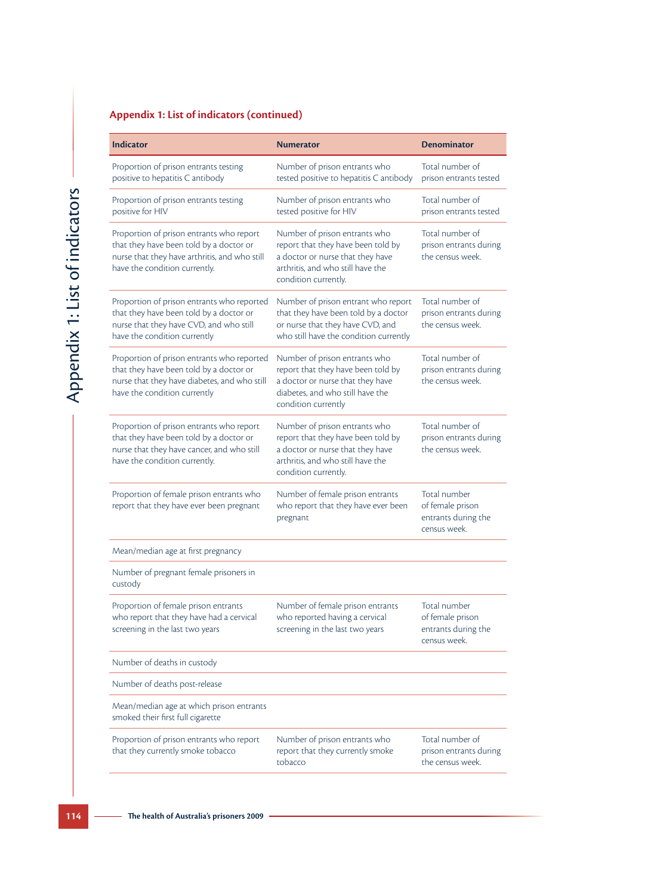## Appendix 1: List of indicators (continued)

| Indicator | Numerator | Denominator |
|---|---|---|
| Proportion of prison entrants testing positive to hepatitis C antibody | Number of prison entrants who tested positive to hepatitis C antibody | Total number of prison entrants tested |
| Proportion of prison entrants testing positive for HIV | Number of prison entrants who tested positive for HIV | Total number of prison entrants tested |
| Proportion of prison entrants who report that they have been told by a doctor or nurse that they have arthritis, and who still have the condition currently. | Number of prison entrants who report that they have been told by a doctor or nurse that they have arthritis, and who still have the condition currently. | Total number of prison entrants during the census week. |
| Proportion of prison entrants who reported that they have been told by a doctor or nurse that they have CVD, and who still have the condition currently | Number of prison entrant who report that they have been told by a doctor or nurse that they have CVD, and who still have the condition currently | Total number of prison entrants during the census week. |
| Proportion of prison entrants who reported that they have been told by a doctor or nurse that they have diabetes, and who still have the condition currently | Number of prison entrants who report that they have been told by a doctor or nurse that they have diabetes, and who still have the condition currently | Total number of prison entrants during the census week. |
| Proportion of prison entrants who report that they have been told by a doctor or nurse that they have cancer, and who still have the condition currently. | Number of prison entrants who report that they have been told by a doctor or nurse that they have arthritis, and who still have the condition currently. | Total number of prison entrants during the census week. |
| Proportion of female prison entrants who report that they have ever been pregnant | Number of female prison entrants who report that they have ever been pregnant | Total number of female prison entrants during the census week. |
| Mean/median age at first pregnancy | | |
| Number of pregnant female prisoners in custody | | |
| Proportion of female prison entrants who report that they have had a cervical screening in the last two years | Number of female prison entrants who reported having a cervical screening in the last two years | Total number of female prison entrants during the census week. |
| Number of deaths in custody | | |
| Number of deaths post-release | | |
| Mean/median age at which prison entrants smoked their first full cigarette | | |
| Proportion of prison entrants who report that they currently smoke tobacco | Number of prison entrants who report that they currently smoke tobacco | Total number of prison entrants during the census week. |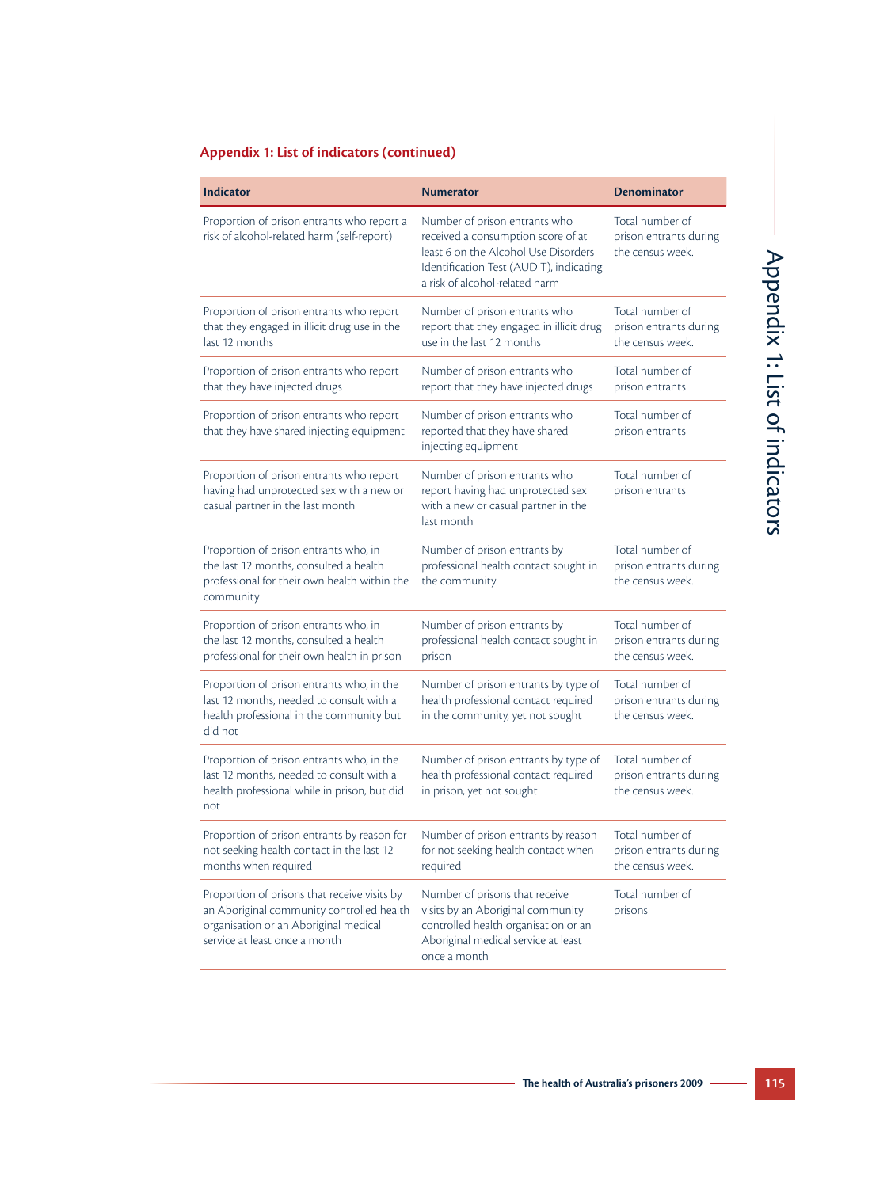## Appendix 1: List of indicators (continued)

| Indicator | Numerator | Denominator |
|---|---|---|
| Proportion of prison entrants who report a risk of alcohol-related harm (self-report) | Number of prison entrants who received a consumption score of at least 6 on the Alcohol Use Disorders Identification Test (AUDIT), indicating a risk of alcohol-related harm | Total number of prison entrants during the census week. |
| Proportion of prison entrants who report that they engaged in illicit drug use in the last 12 months | Number of prison entrants who report that they engaged in illicit drug use in the last 12 months | Total number of prison entrants during the census week. |
| Proportion of prison entrants who report that they have injected drugs | Number of prison entrants who report that they have injected drugs | Total number of prison entrants |
| Proportion of prison entrants who report that they have shared injecting equipment | Number of prison entrants who reported that they have shared injecting equipment | Total number of prison entrants |
| Proportion of prison entrants who report having had unprotected sex with a new or casual partner in the last month | Number of prison entrants who report having had unprotected sex with a new or casual partner in the last month | Total number of prison entrants |
| Proportion of prison entrants who, in the last 12 months, consulted a health professional for their own health within the community | Number of prison entrants by professional health contact sought in the community | Total number of prison entrants during the census week. |
| Proportion of prison entrants who, in the last 12 months, consulted a health professional for their own health in prison | Number of prison entrants by professional health contact sought in prison | Total number of prison entrants during the census week. |
| Proportion of prison entrants who, in the last 12 months, needed to consult with a health professional in the community but did not | Number of prison entrants by type of health professional contact required in the community, yet not sought | Total number of prison entrants during the census week. |
| Proportion of prison entrants who, in the last 12 months, needed to consult with a health professional while in prison, but did not | Number of prison entrants by type of health professional contact required in prison, yet not sought | Total number of prison entrants during the census week. |
| Proportion of prison entrants by reason for not seeking health contact in the last 12 months when required | Number of prison entrants by reason for not seeking health contact when required | Total number of prison entrants during the census week. |
| Proportion of prisons that receive visits by an Aboriginal community controlled health organisation or an Aboriginal medical service at least once a month | Number of prisons that receive visits by an Aboriginal community controlled health organisation or an Aboriginal medical service at least once a month | Total number of prisons |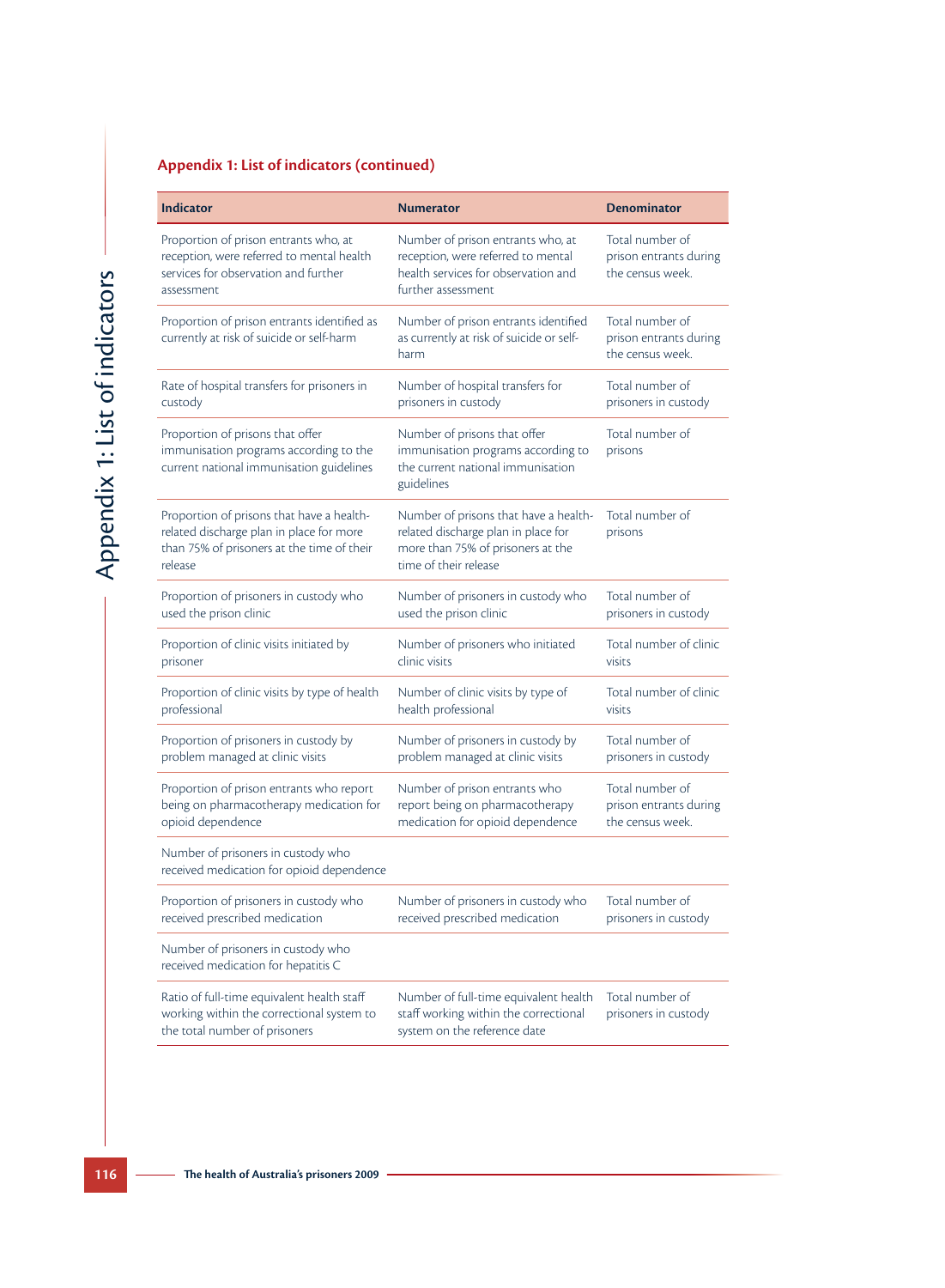## Appendix 1: List of indicators (continued)

| Indicator | Numerator | Denominator |
| --- | --- | --- |
| Proportion of prison entrants who, at reception, were referred to mental health services for observation and further assessment | Number of prison entrants who, at reception, were referred to mental health services for observation and further assessment | Total number of prison entrants during the census week. |
| Proportion of prison entrants identified as currently at risk of suicide or self-harm | Number of prison entrants identified as currently at risk of suicide or self-harm | Total number of prison entrants during the census week. |
| Rate of hospital transfers for prisoners in custody | Number of hospital transfers for prisoners in custody | Total number of prisoners in custody |
| Proportion of prisons that offer immunisation programs according to the current national immunisation guidelines | Number of prisons that offer immunisation programs according to the current national immunisation guidelines | Total number of prisons |
| Proportion of prisons that have a health-related discharge plan in place for more than 75% of prisoners at the time of their release | Number of prisons that have a health-related discharge plan in place for more than 75% of prisoners at the time of their release | Total number of prisons |
| Proportion of prisoners in custody who used the prison clinic | Number of prisoners in custody who used the prison clinic | Total number of prisoners in custody |
| Proportion of clinic visits initiated by prisoner | Number of prisoners who initiated clinic visits | Total number of clinic visits |
| Proportion of clinic visits by type of health professional | Number of clinic visits by type of health professional | Total number of clinic visits |
| Proportion of prisoners in custody by problem managed at clinic visits | Number of prisoners in custody by problem managed at clinic visits | Total number of prisoners in custody |
| Proportion of prison entrants who report being on pharmacotherapy medication for opioid dependence | Number of prison entrants who report being on pharmacotherapy medication for opioid dependence | Total number of prison entrants during the census week. |
| Number of prisoners in custody who received medication for opioid dependence | | |
| Proportion of prisoners in custody who received prescribed medication | Number of prisoners in custody who received prescribed medication | Total number of prisoners in custody |
| Number of prisoners in custody who received medication for hepatitis C | | |
| Ratio of full-time equivalent health staff working within the correctional system to the total number of prisoners | Number of full-time equivalent health staff working within the correctional system on the reference date | Total number of prisoners in custody |